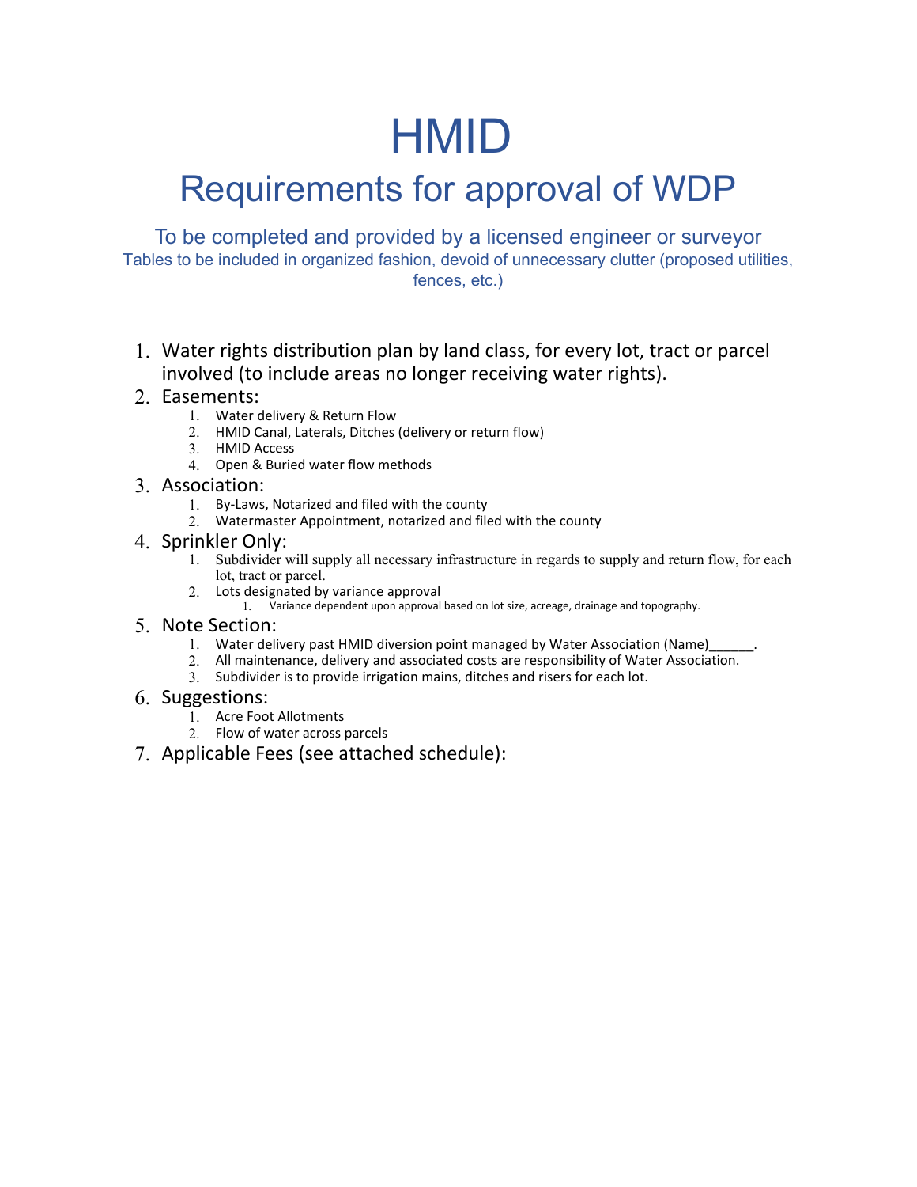# HMID

## Requirements for approval of WDP

### To be completed and provided by a licensed engineer or surveyor

Tables to be included in organized fashion, devoid of unnecessary clutter (proposed utilities, fences, etc.)

1. Water rights distribution plan by land class, for every lot, tract or parcel involved (to include areas no longer receiving water rights).
2. Easements:
    1. Water delivery & Return Flow
    2. HMID Canal, Laterals, Ditches (delivery or return flow)
    3. HMID Access
    4. Open & Buried water flow methods
3. Association:
    1. By-Laws, Notarized and filed with the county
    2. Watermaster Appointment, notarized and filed with the county
4. Sprinkler Only:
    1. Subdivider will supply all necessary infrastructure in regards to supply and return flow, for each lot, tract or parcel.
    2. Lots designated by variance approval
        1. Variance dependent upon approval based on lot size, acreage, drainage and topography.
5. Note Section:
    1. Water delivery past HMID diversion point managed by Water Association (Name)______.
    2. All maintenance, delivery and associated costs are responsibility of Water Association.
    3. Subdivider is to provide irrigation mains, ditches and risers for each lot.
6. Suggestions:
    1. Acre Foot Allotments
    2. Flow of water across parcels
7. Applicable Fees (see attached schedule):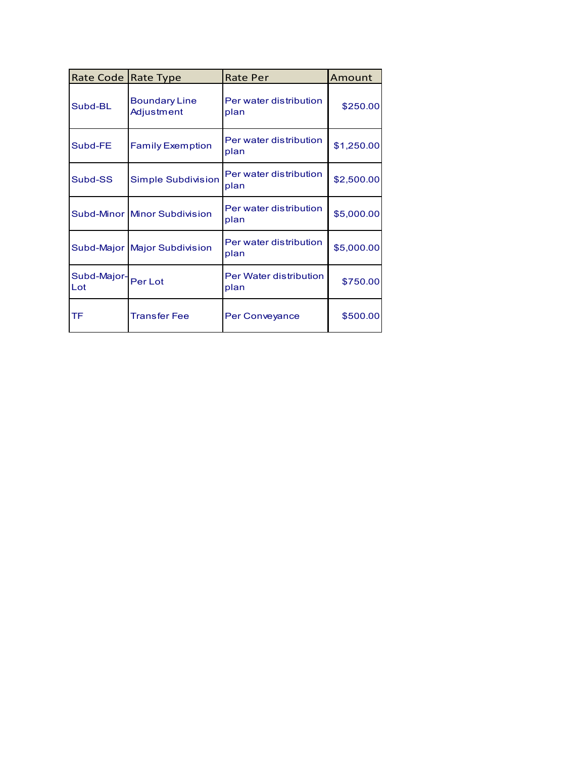| Rate Code | Rate Type | Rate Per | Amount |
| --- | --- | --- | --- |
| Subd-BL | Boundary Line Adjustment | Per water distribution plan | $250.00 |
| Subd-FE | Family Exemption | Per water distribution plan | $1,250.00 |
| Subd-SS | Simple Subdivision | Per water distribution plan | $2,500.00 |
| Subd-Minor | Minor Subdivision | Per water distribution plan | $5,000.00 |
| Subd-Major | Major Subdivision | Per water distribution plan | $5,000.00 |
| Subd-Major-Lot | Per Lot | Per Water distribution plan | $750.00 |
| TF | Transfer Fee | Per Conveyance | $500.00 |